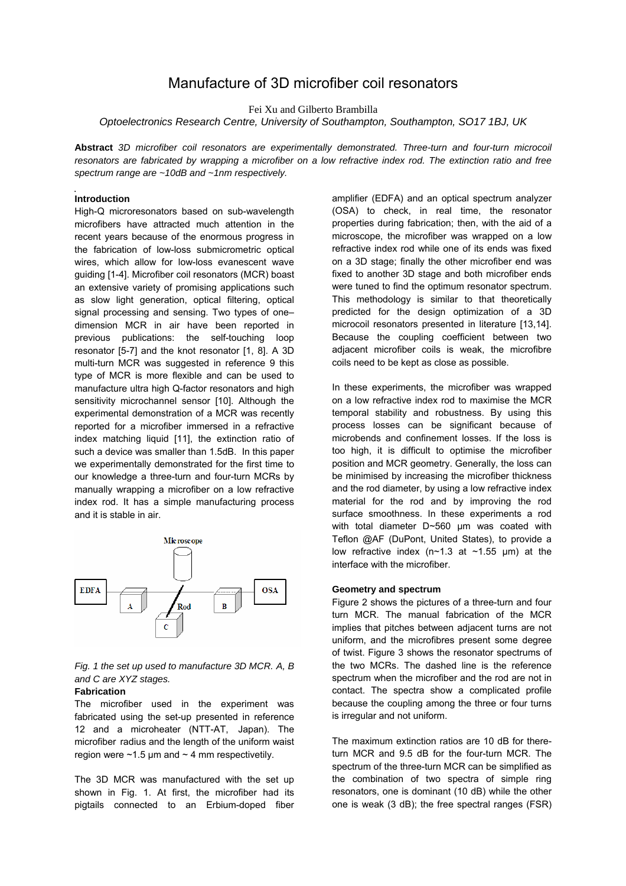# Manufacture of 3D microfiber coil resonators

Fei Xu and Gilberto Brambilla

*Optoelectronics Research Centre, University of Southampton, Southampton, SO17 1BJ, UK*

**Abstract** *3D microfiber coil resonators are experimentally demonstrated. Three-turn and four-turn microcoil resonators are fabricated by wrapping a microfiber on a low refractive index rod. The extinction ratio and free spectrum range are ~10dB and ~1nm respectively.*

## Introduction

High-Q microresonators based on sub-wavelength microfibers have attracted much attention in the recent years because of the enormous progress in the fabrication of low-loss submicrometric optical wires, which allow for low-loss evanescent wave guiding [1-4]. Microfiber coil resonators (MCR) boast an extensive variety of promising applications such as slow light generation, optical filtering, optical signal processing and sensing. Two types of one–dimension MCR in air have been reported in previous publications: the self-touching loop resonator [5-7] and the knot resonator [1, 8]. A 3D multi-turn MCR was suggested in reference 9 this type of MCR is more flexible and can be used to manufacture ultra high Q-factor resonators and high sensitivity microchannel sensor [10]. Although the experimental demonstration of a MCR was recently reported for a microfiber immersed in a refractive index matching liquid [11], the extinction ratio of such a device was smaller than 1.5dB. In this paper we experimentally demonstrated for the first time to our knowledge a three-turn and four-turn MCRs by manually wrapping a microfiber on a low refractive index rod. It has a simple manufacturing process and it is stable in air.

*Fig. 1 the set up used to manufacture 3D MCR. A, B and C are XYZ stages.*

## Fabrication

The microfiber used in the experiment was fabricated using the set-up presented in reference 12 and a microheater (NTT-AT, Japan). The microfiber radius and the length of the uniform waist region were ~1.5 μm and ~ 4 mm respectivetily.

The 3D MCR was manufactured with the set up shown in Fig. 1. At first, the microfiber had its pigtails connected to an Erbium-doped fiber amplifier (EDFA) and an optical spectrum analyzer (OSA) to check, in real time, the resonator properties during fabrication; then, with the aid of a microscope, the microfiber was wrapped on a low refractive index rod while one of its ends was fixed on a 3D stage; finally the other microfiber end was fixed to another 3D stage and both microfiber ends were tuned to find the optimum resonator spectrum. This methodology is similar to that theoretically predicted for the design optimization of a 3D microcoil resonators presented in literature [13,14]. Because the coupling coefficient between two adjacent microfiber coils is weak, the microfibre coils need to be kept as close as possible.

In these experiments, the microfiber was wrapped on a low refractive index rod to maximise the MCR temporal stability and robustness. By using this process losses can be significant because of microbends and confinement losses. If the loss is too high, it is difficult to optimise the microfiber position and MCR geometry. Generally, the loss can be minimised by increasing the microfiber thickness and the rod diameter, by using a low refractive index material for the rod and by improving the rod surface smoothness. In these experiments a rod with total diameter D~560 μm was coated with Teflon @AF (DuPont, United States), to provide a low refractive index (n~1.3 at ~1.55 μm) at the interface with the microfiber.

## Geometry and spectrum

Figure 2 shows the pictures of a three-turn and four turn MCR. The manual fabrication of the MCR implies that pitches between adjacent turns are not uniform, and the microfibres present some degree of twist. Figure 3 shows the resonator spectrums of the two MCRs. The dashed line is the reference spectrum when the microfiber and the rod are not in contact. The spectra show a complicated profile because the coupling among the three or four turns is irregular and not uniform.

The maximum extinction ratios are 10 dB for there-turn MCR and 9.5 dB for the four-turn MCR. The spectrum of the three-turn MCR can be simplified as the combination of two spectra of simple ring resonators, one is dominant (10 dB) while the other one is weak (3 dB); the free spectral ranges (FSR)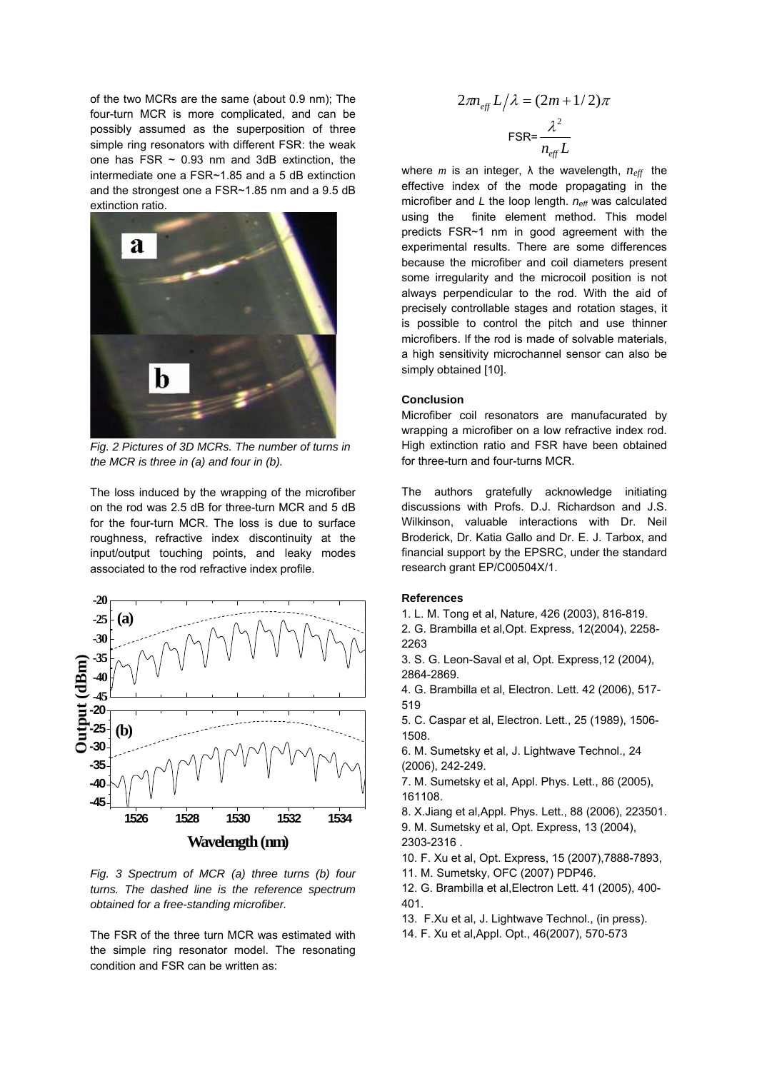of the two MCRs are the same (about 0.9 nm); The four-turn MCR is more complicated, and can be possibly assumed as the superposition of three simple ring resonators with different FSR: the weak one has FSR ~ 0.93 nm and 3dB extinction, the intermediate one a FSR~1.85 and a 5 dB extinction and the strongest one a FSR~1.85 nm and a 9.5 dB extinction ratio.

a

b

*Fig. 2 Pictures of 3D MCRs. The number of turns in the MCR is three in (a) and four in (b).*

The loss induced by the wrapping of the microfiber on the rod was 2.5 dB for three-turn MCR and 5 dB for the four-turn MCR. The loss is due to surface roughness, refractive index discontinuity at the input/output touching points, and leaky modes associated to the rod refractive index profile.

(a)

(b)

Output (dBm)

-20
-25
-30
-35
-40
-45

1526 1528 1530 1532 1534

Wavelength (nm)

*Fig. 3 Spectrum of MCR (a) three turns (b) four turns. The dashed line is the reference spectrum obtained for a free-standing microfiber.*

The FSR of the three turn MCR was estimated with the simple ring resonator model. The resonating condition and FSR can be written as:

$$2\pi n_{eff} L/\lambda = (2m + 1/2)\pi$$

$$\text{FSR}=\frac{\lambda^2}{n_{eff} L}$$

where $m$ is an integer, λ the wavelength, $n_{eff}$ the effective index of the mode propagating in the microfiber and $L$ the loop length. $n_{eff}$ was calculated using the finite element method. This model predicts FSR~1 nm in good agreement with the experimental results. There are some differences because the microfiber and coil diameters present some irregularity and the microcoil position is not always perpendicular to the rod. With the aid of precisely controllable stages and rotation stages, it is possible to control the pitch and use thinner microfibers. If the rod is made of solvable materials, a high sensitivity microchannel sensor can also be simply obtained [10].

### Conclusion

Microfiber coil resonators are manufacurated by wrapping a microfiber on a low refractive index rod. High extinction ratio and FSR have been obtained for three-turn and four-turns MCR.

The authors gratefully acknowledge initiating discussions with Profs. D.J. Richardson and J.S. Wilkinson, valuable interactions with Dr. Neil Broderick, Dr. Katia Gallo and Dr. E. J. Tarbox, and financial support by the EPSRC, under the standard research grant EP/C00504X/1.

### References

1. L. M. Tong et al, Nature, 426 (2003), 816-819.
2. G. Brambilla et al,Opt. Express, 12(2004), 2258-2263
3. S. G. Leon-Saval et al, Opt. Express,12 (2004), 2864-2869.
4. G. Brambilla et al, Electron. Lett. 42 (2006), 517-519
5. C. Caspar et al, Electron. Lett., 25 (1989), 1506-1508.
6. M. Sumetsky et al, J. Lightwave Technol., 24 (2006), 242-249.
7. M. Sumetsky et al, Appl. Phys. Lett., 86 (2005), 161108.
8. X.Jiang et al,Appl. Phys. Lett., 88 (2006), 223501.
9. M. Sumetsky et al, Opt. Express, 13 (2004), 2303-2316 .
10. F. Xu et al, Opt. Express, 15 (2007),7888-7893,
11. M. Sumetsky, OFC (2007) PDP46.
12. G. Brambilla et al,Electron Lett. 41 (2005), 400-401.
13. F.Xu et al, J. Lightwave Technol., (in press).
14. F. Xu et al,Appl. Opt., 46(2007), 570-573